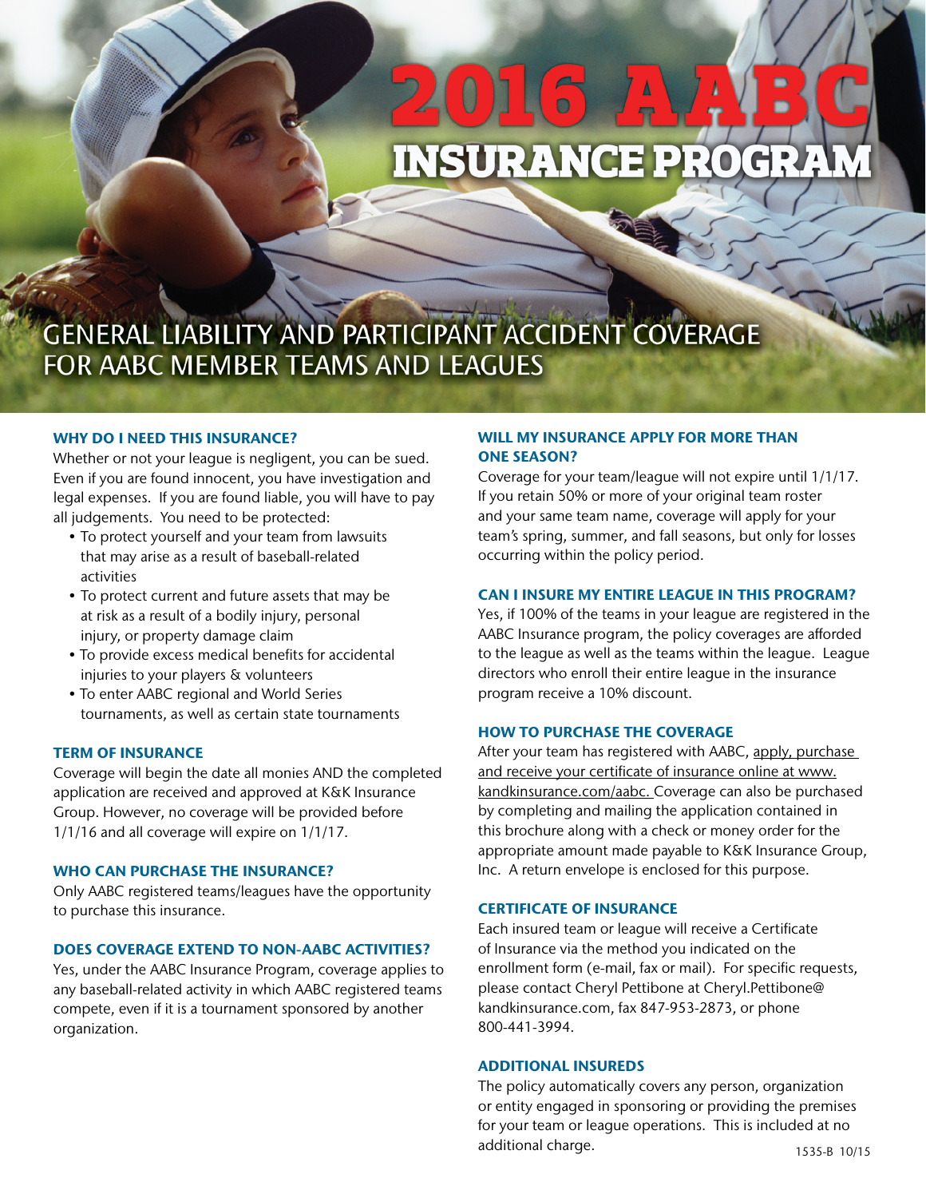# 2016 AABC INSURANCE PROGRAM

## GENERAL LIABILITY AND PARTICIPANT ACCIDENT COVERAGE FOR AABC MEMBER TEAMS AND LEAGUES

### WHY DO I NEED THIS INSURANCE?

Whether or not your league is negligent, you can be sued. Even if you are found innocent, you have investigation and legal expenses. If you are found liable, you will have to pay all judgements. You need to be protected:

- To protect yourself and your team from lawsuits that may arise as a result of baseball-related activities
- To protect current and future assets that may be at risk as a result of a bodily injury, personal injury, or property damage claim
- To provide excess medical benefits for accidental injuries to your players & volunteers
- To enter AABC regional and World Series tournaments, as well as certain state tournaments

### TERM OF INSURANCE

Coverage will begin the date all monies AND the completed application are received and approved at K&K Insurance Group. However, no coverage will be provided before 1/1/16 and all coverage will expire on 1/1/17.

### WHO CAN PURCHASE THE INSURANCE?

Only AABC registered teams/leagues have the opportunity to purchase this insurance.

### DOES COVERAGE EXTEND TO NON-AABC ACTIVITIES?

Yes, under the AABC Insurance Program, coverage applies to any baseball-related activity in which AABC registered teams compete, even if it is a tournament sponsored by another organization.

### WILL MY INSURANCE APPLY FOR MORE THAN ONE SEASON?

Coverage for your team/league will not expire until 1/1/17. If you retain 50% or more of your original team roster and your same team name, coverage will apply for your team's spring, summer, and fall seasons, but only for losses occurring within the policy period.

### CAN I INSURE MY ENTIRE LEAGUE IN THIS PROGRAM?

Yes, if 100% of the teams in your league are registered in the AABC Insurance program, the policy coverages are afforded to the league as well as the teams within the league. League directors who enroll their entire league in the insurance program receive a 10% discount.

### HOW TO PURCHASE THE COVERAGE

After your team has registered with AABC, apply, purchase and receive your certificate of insurance online at www.kandkinsurance.com/aabc. Coverage can also be purchased by completing and mailing the application contained in this brochure along with a check or money order for the appropriate amount made payable to K&K Insurance Group, Inc. A return envelope is enclosed for this purpose.

### CERTIFICATE OF INSURANCE

Each insured team or league will receive a Certificate of Insurance via the method you indicated on the enrollment form (e-mail, fax or mail). For specific requests, please contact Cheryl Pettibone at Cheryl.Pettibone@kandkinsurance.com, fax 847-953-2873, or phone 800-441-3994.

### ADDITIONAL INSUREDS

The policy automatically covers any person, organization or entity engaged in sponsoring or providing the premises for your team or league operations. This is included at no additional charge.

1535-B 10/15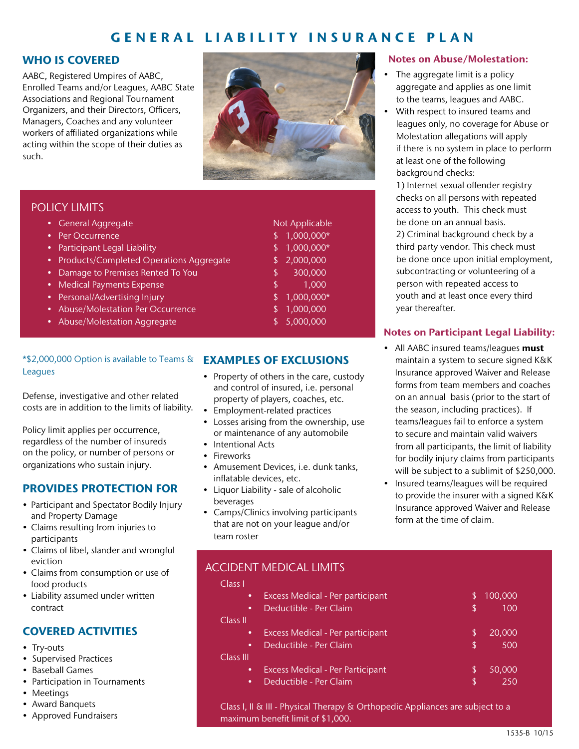# GENERAL LIABILITY INSURANCE PLAN

## WHO IS COVERED

AABC, Registered Umpires of AABC, Enrolled Teams and/or Leagues, AABC State Associations and Regional Tournament Organizers, and their Directors, Officers, Managers, Coaches and any volunteer workers of affiliated organizations while acting within the scope of their duties as such.

## POLICY LIMITS

| Coverage | Limit |
|---|---|
| General Aggregate | Not Applicable |
| Per Occurrence | $ 1,000,000* |
| Participant Legal Liability | $ 1,000,000* |
| Products/Completed Operations Aggregate | $ 2,000,000 |
| Damage to Premises Rented To You | $ 300,000 |
| Medical Payments Expense | $ 1,000 |
| Personal/Advertising Injury | $ 1,000,000* |
| Abuse/Molestation Per Occurrence | $ 1,000,000 |
| Abuse/Molestation Aggregate | $ 5,000,000 |

*$2,000,000 Option is available to Teams & Leagues

Defense, investigative and other related costs are in addition to the limits of liability.

Policy limit applies per occurrence, regardless of the number of insureds on the policy, or number of persons or organizations who sustain injury.

## PROVIDES PROTECTION FOR

- Participant and Spectator Bodily Injury and Property Damage
- Claims resulting from injuries to participants
- Claims of libel, slander and wrongful eviction
- Claims from consumption or use of food products
- Liability assumed under written contract

## COVERED ACTIVITIES

- Try-outs
- Supervised Practices
- Baseball Games
- Participation in Tournaments
- Meetings
- Award Banquets
- Approved Fundraisers

## EXAMPLES OF EXCLUSIONS

- Property of others in the care, custody and control of insured, i.e. personal property of players, coaches, etc.
- Employment-related practices
- Losses arising from the ownership, use or maintenance of any automobile
- Intentional Acts
- Fireworks
- Amusement Devices, i.e. dunk tanks, inflatable devices, etc.
- Liquor Liability - sale of alcoholic beverages
- Camps/Clinics involving participants that are not on your league and/or team roster

### Notes on Abuse/Molestation:

- The aggregate limit is a policy aggregate and applies as one limit to the teams, leagues and AABC.
- With respect to insured teams and leagues only, no coverage for Abuse or Molestation allegations will apply if there is no system in place to perform at least one of the following background checks:
  1) Internet sexual offender registry checks on all persons with repeated access to youth. This check must be done on an annual basis.
  2) Criminal background check by a third party vendor. This check must be done once upon initial employment, subcontracting or volunteering of a person with repeated access to youth and at least once every third year thereafter.

### Notes on Participant Legal Liability:

- All AABC insured teams/leagues **must** maintain a system to secure signed K&K Insurance approved Waiver and Release forms from team members and coaches on an annual basis (prior to the start of the season, including practices). If teams/leagues fail to enforce a system to secure and maintain valid waivers from all participants, the limit of liability for bodily injury claims from participants will be subject to a sublimit of $250,000.
- Insured teams/leagues will be required to provide the insurer with a signed K&K Insurance approved Waiver and Release form at the time of claim.

## ACCIDENT MEDICAL LIMITS

| Class | Coverage | Limit |
|---|---|---|
| Class I | Excess Medical - Per participant | $ 100,000 |
| | Deductible - Per Claim | $ 100 |
| Class II | Excess Medical - Per participant | $ 20,000 |
| | Deductible - Per Claim | $ 500 |
| Class III | Excess Medical - Per Participant | $ 50,000 |
| | Deductible - Per Claim | $ 250 |

Class I, II & III - Physical Therapy & Orthopedic Appliances are subject to a maximum benefit limit of $1,000.

1535-B 10/15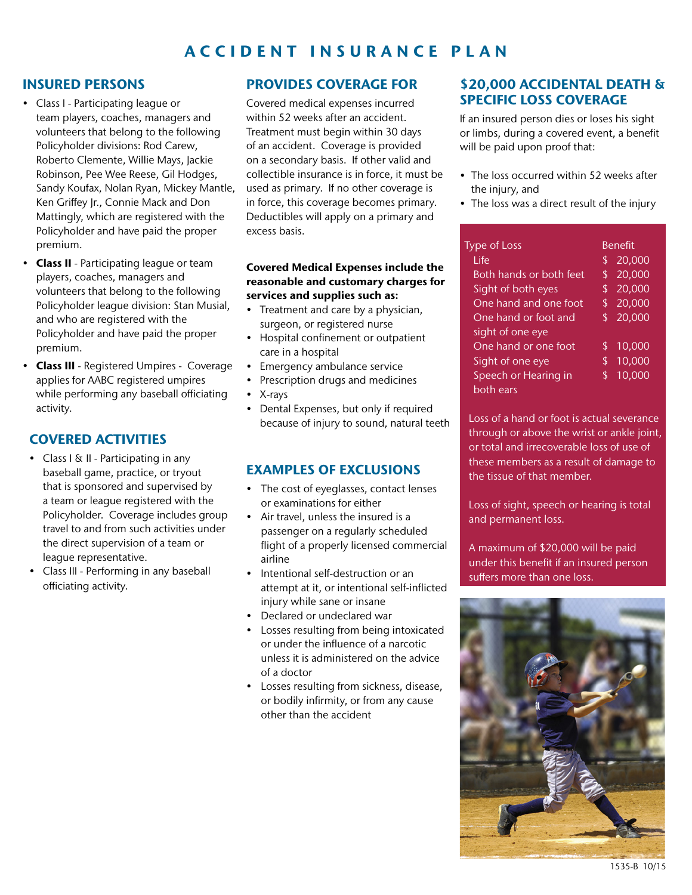# ACCIDENT INSURANCE PLAN

## INSURED PERSONS

- Class I - Participating league or team players, coaches, managers and volunteers that belong to the following Policyholder divisions: Rod Carew, Roberto Clemente, Willie Mays, Jackie Robinson, Pee Wee Reese, Gil Hodges, Sandy Koufax, Nolan Ryan, Mickey Mantle, Ken Griffey Jr., Connie Mack and Don Mattingly, which are registered with the Policyholder and have paid the proper premium.
- **Class II** - Participating league or team players, coaches, managers and volunteers that belong to the following Policyholder league division: Stan Musial, and who are registered with the Policyholder and have paid the proper premium.
- **Class III** - Registered Umpires - Coverage applies for AABC registered umpires while performing any baseball officiating activity.

## COVERED ACTIVITIES

- Class I & II - Participating in any baseball game, practice, or tryout that is sponsored and supervised by a team or league registered with the Policyholder. Coverage includes group travel to and from such activities under the direct supervision of a team or league representative.
- Class III - Performing in any baseball officiating activity.

## PROVIDES COVERAGE FOR

Covered medical expenses incurred within 52 weeks after an accident. Treatment must begin within 30 days of an accident. Coverage is provided on a secondary basis. If other valid and collectible insurance is in force, it must be used as primary. If no other coverage is in force, this coverage becomes primary. Deductibles will apply on a primary and excess basis.

**Covered Medical Expenses include the reasonable and customary charges for services and supplies such as:**

- Treatment and care by a physician, surgeon, or registered nurse
- Hospital confinement or outpatient care in a hospital
- Emergency ambulance service
- Prescription drugs and medicines
- X-rays
- Dental Expenses, but only if required because of injury to sound, natural teeth

## EXAMPLES OF EXCLUSIONS

- The cost of eyeglasses, contact lenses or examinations for either
- Air travel, unless the insured is a passenger on a regularly scheduled flight of a properly licensed commercial airline
- Intentional self-destruction or an attempt at it, or intentional self-inflicted injury while sane or insane
- Declared or undeclared war
- Losses resulting from being intoxicated or under the influence of a narcotic unless it is administered on the advice of a doctor
- Losses resulting from sickness, disease, or bodily infirmity, or from any cause other than the accident

## $20,000 ACCIDENTAL DEATH & SPECIFIC LOSS COVERAGE

If an insured person dies or loses his sight or limbs, during a covered event, a benefit will be paid upon proof that:

- The loss occurred within 52 weeks after the injury, and
- The loss was a direct result of the injury

| Type of Loss | Benefit |
|---|---|
| Life | $ 20,000 |
| Both hands or both feet | $ 20,000 |
| Sight of both eyes | $ 20,000 |
| One hand and one foot | $ 20,000 |
| One hand or foot and sight of one eye | $ 20,000 |
| One hand or one foot | $ 10,000 |
| Sight of one eye | $ 10,000 |
| Speech or Hearing in both ears | $ 10,000 |

Loss of a hand or foot is actual severance through or above the wrist or ankle joint, or total and irrecoverable loss of use of these members as a result of damage to the tissue of that member.

Loss of sight, speech or hearing is total and permanent loss.

A maximum of $20,000 will be paid under this benefit if an insured person suffers more than one loss.

1535-B 10/15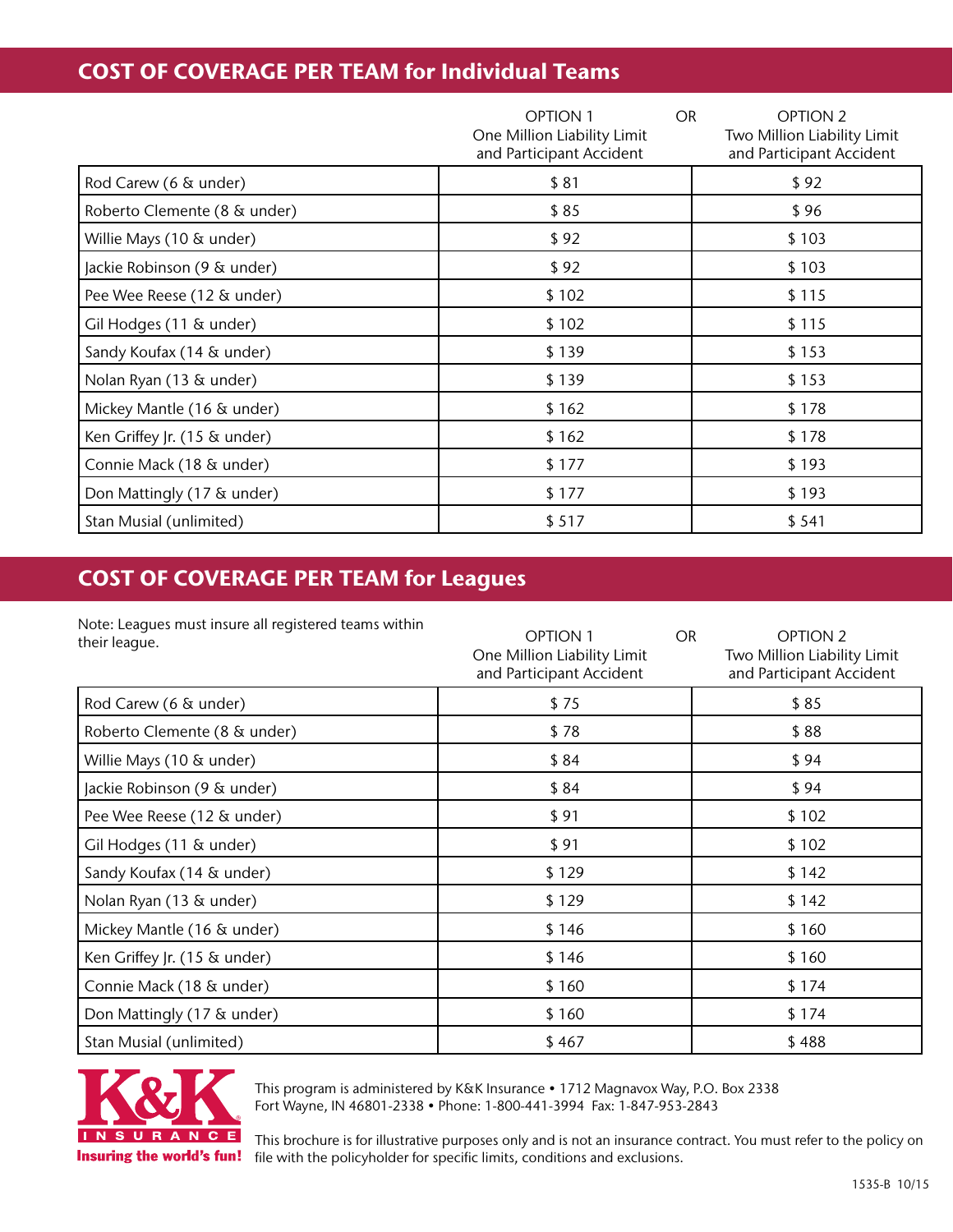## COST OF COVERAGE PER TEAM for Individual Teams

| | OPTION 1 One Million Liability Limit and Participant Accident | OR | OPTION 2 Two Million Liability Limit and Participant Accident |
|---|---|---|---|
| Rod Carew (6 & under) | $ 81 | | $ 92 |
| Roberto Clemente (8 & under) | $ 85 | | $ 96 |
| Willie Mays (10 & under) | $ 92 | | $ 103 |
| Jackie Robinson (9 & under) | $ 92 | | $ 103 |
| Pee Wee Reese (12 & under) | $ 102 | | $ 115 |
| Gil Hodges (11 & under) | $ 102 | | $ 115 |
| Sandy Koufax (14 & under) | $ 139 | | $ 153 |
| Nolan Ryan (13 & under) | $ 139 | | $ 153 |
| Mickey Mantle (16 & under) | $ 162 | | $ 178 |
| Ken Griffey Jr. (15 & under) | $ 162 | | $ 178 |
| Connie Mack (18 & under) | $ 177 | | $ 193 |
| Don Mattingly (17 & under) | $ 177 | | $ 193 |
| Stan Musial (unlimited) | $ 517 | | $ 541 |

## COST OF COVERAGE PER TEAM for Leagues

Note: Leagues must insure all registered teams within their league.

| | OPTION 1 One Million Liability Limit and Participant Accident | OR | OPTION 2 Two Million Liability Limit and Participant Accident |
|---|---|---|---|
| Rod Carew (6 & under) | $ 75 | | $ 85 |
| Roberto Clemente (8 & under) | $ 78 | | $ 88 |
| Willie Mays (10 & under) | $ 84 | | $ 94 |
| Jackie Robinson (9 & under) | $ 84 | | $ 94 |
| Pee Wee Reese (12 & under) | $ 91 | | $ 102 |
| Gil Hodges (11 & under) | $ 91 | | $ 102 |
| Sandy Koufax (14 & under) | $ 129 | | $ 142 |
| Nolan Ryan (13 & under) | $ 129 | | $ 142 |
| Mickey Mantle (16 & under) | $ 146 | | $ 160 |
| Ken Griffey Jr. (15 & under) | $ 146 | | $ 160 |
| Connie Mack (18 & under) | $ 160 | | $ 174 |
| Don Mattingly (17 & under) | $ 160 | | $ 174 |
| Stan Musial (unlimited) | $ 467 | | $ 488 |

K&K INSURANCE
Insuring the world's fun!

This program is administered by K&K Insurance • 1712 Magnavox Way, P.O. Box 2338
Fort Wayne, IN 46801-2338 • Phone: 1-800-441-3994 Fax: 1-847-953-2843

This brochure is for illustrative purposes only and is not an insurance contract. You must refer to the policy on file with the policyholder for specific limits, conditions and exclusions.

1535-B 10/15